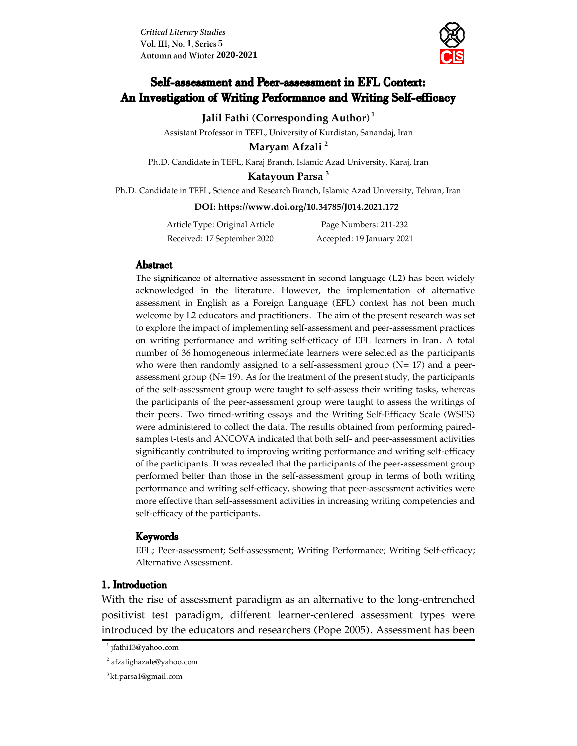# Self-assessment and Peer-assessment in EFL Context: An Investigation of Writing Performance and Writing Self-efficacy

**Jalil Fathi (Corresponding Author)** [1]

Assistant Professor in TEFL, University of Kurdistan, Sanandaj, Iran

**Maryam Afzali** [2]

Ph.D. Candidate in TEFL, Karaj Branch, Islamic Azad University, Karaj, Iran

**Katayoun Parsa** [3]

Ph.D. Candidate in TEFL, Science and Research Branch, Islamic Azad University, Tehran, Iran

**DOI: https://www.doi.org/10.34785/J014.2021.172**

| Article Type: Original Article | Page Numbers: 211-232 |
|---|---|
| Received: 17 September 2020 | Accepted: 19 January 2021 |

## Abstract

The significance of alternative assessment in second language (L2) has been widely acknowledged in the literature. However, the implementation of alternative assessment in English as a Foreign Language (EFL) context has not been much welcome by L2 educators and practitioners. The aim of the present research was set to explore the impact of implementing self-assessment and peer-assessment practices on writing performance and writing self-efficacy of EFL learners in Iran. A total number of 36 homogeneous intermediate learners were selected as the participants who were then randomly assigned to a self-assessment group (N= 17) and a peer-assessment group (N= 19). As for the treatment of the present study, the participants of the self-assessment group were taught to self-assess their writing tasks, whereas the participants of the peer-assessment group were taught to assess the writings of their peers. Two timed-writing essays and the Writing Self-Efficacy Scale (WSES) were administered to collect the data. The results obtained from performing paired-samples t-tests and ANCOVA indicated that both self- and peer-assessment activities significantly contributed to improving writing performance and writing self-efficacy of the participants. It was revealed that the participants of the peer-assessment group performed better than those in the self-assessment group in terms of both writing performance and writing self-efficacy, showing that peer-assessment activities were more effective than self-assessment activities in increasing writing competencies and self-efficacy of the participants.

## Keywords

EFL; Peer-assessment; Self-assessment; Writing Performance; Writing Self-efficacy; Alternative Assessment.

## 1. Introduction

With the rise of assessment paradigm as an alternative to the long-entrenched positivist test paradigm, different learner-centered assessment types were introduced by the educators and researchers (Pope 2005). Assessment has been

---

[1] jfathi13@yahoo.com

[2] afzalighazale@yahoo.com

[3] kt.parsa1@gmail.com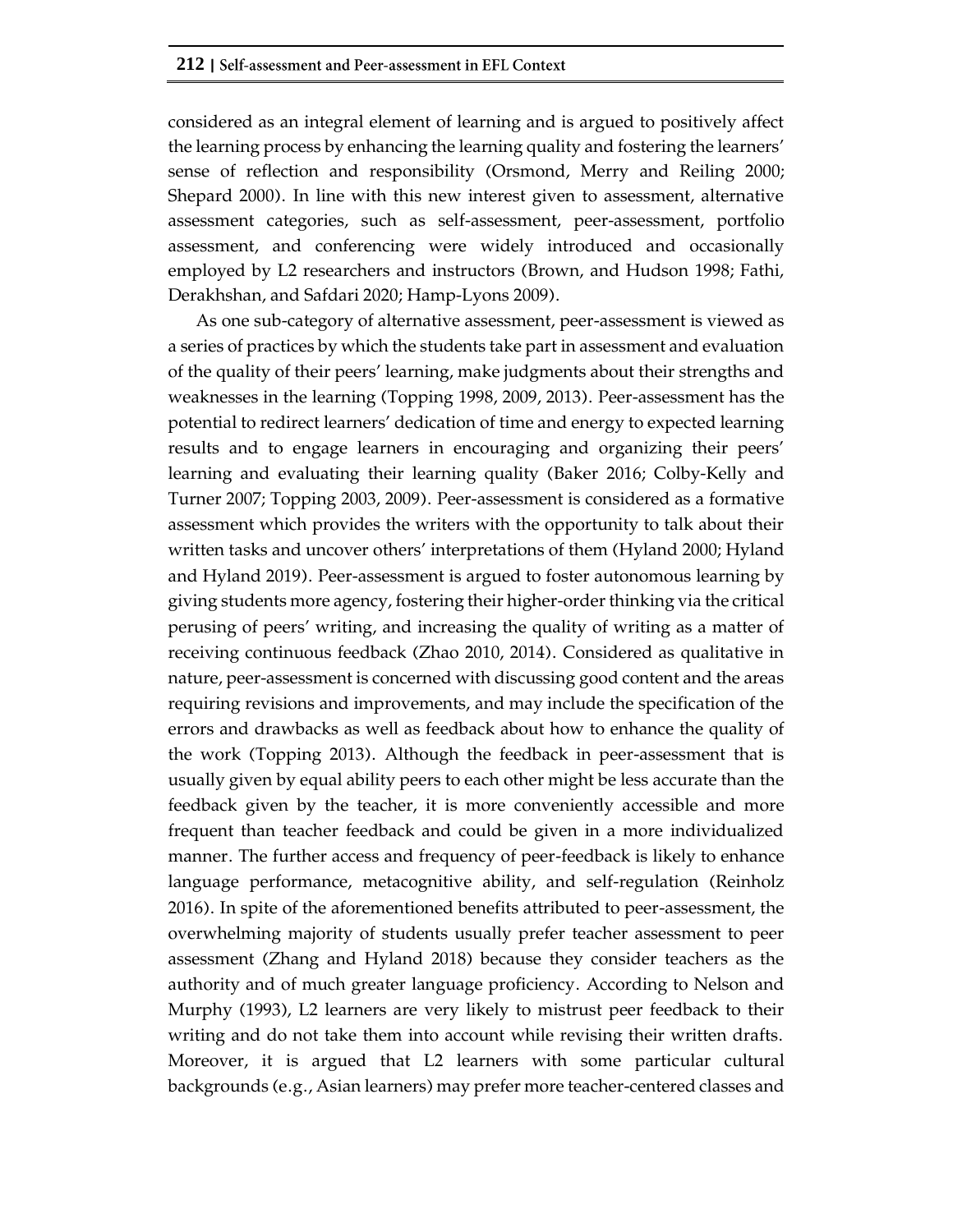considered as an integral element of learning and is argued to positively affect the learning process by enhancing the learning quality and fostering the learners' sense of reflection and responsibility (Orsmond, Merry and Reiling 2000; Shepard 2000). In line with this new interest given to assessment, alternative assessment categories, such as self-assessment, peer-assessment, portfolio assessment, and conferencing were widely introduced and occasionally employed by L2 researchers and instructors (Brown, and Hudson 1998; Fathi, Derakhshan, and Safdari 2020; Hamp-Lyons 2009).

As one sub-category of alternative assessment, peer-assessment is viewed as a series of practices by which the students take part in assessment and evaluation of the quality of their peers' learning, make judgments about their strengths and weaknesses in the learning (Topping 1998, 2009, 2013). Peer-assessment has the potential to redirect learners' dedication of time and energy to expected learning results and to engage learners in encouraging and organizing their peers' learning and evaluating their learning quality (Baker 2016; Colby-Kelly and Turner 2007; Topping 2003, 2009). Peer-assessment is considered as a formative assessment which provides the writers with the opportunity to talk about their written tasks and uncover others' interpretations of them (Hyland 2000; Hyland and Hyland 2019). Peer-assessment is argued to foster autonomous learning by giving students more agency, fostering their higher-order thinking via the critical perusing of peers' writing, and increasing the quality of writing as a matter of receiving continuous feedback (Zhao 2010, 2014). Considered as qualitative in nature, peer-assessment is concerned with discussing good content and the areas requiring revisions and improvements, and may include the specification of the errors and drawbacks as well as feedback about how to enhance the quality of the work (Topping 2013). Although the feedback in peer-assessment that is usually given by equal ability peers to each other might be less accurate than the feedback given by the teacher, it is more conveniently accessible and more frequent than teacher feedback and could be given in a more individualized manner. The further access and frequency of peer-feedback is likely to enhance language performance, metacognitive ability, and self-regulation (Reinholz 2016). In spite of the aforementioned benefits attributed to peer-assessment, the overwhelming majority of students usually prefer teacher assessment to peer assessment (Zhang and Hyland 2018) because they consider teachers as the authority and of much greater language proficiency. According to Nelson and Murphy (1993), L2 learners are very likely to mistrust peer feedback to their writing and do not take them into account while revising their written drafts. Moreover, it is argued that L2 learners with some particular cultural backgrounds (e.g., Asian learners) may prefer more teacher-centered classes and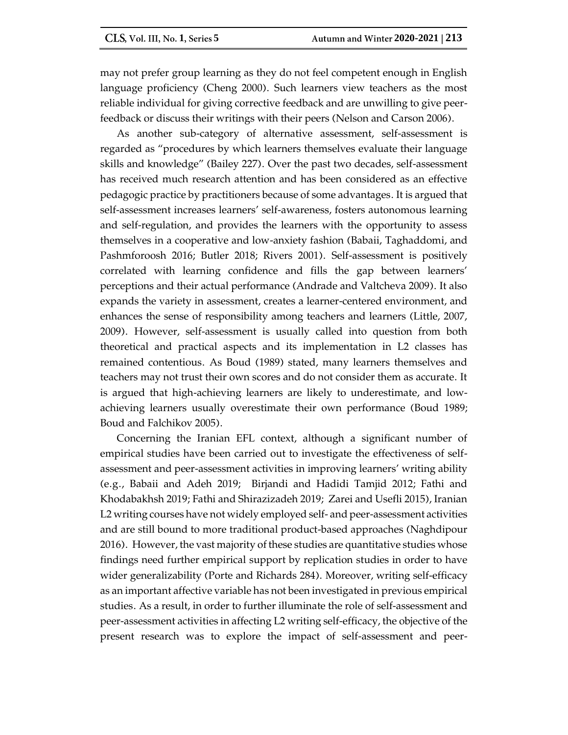may not prefer group learning as they do not feel competent enough in English language proficiency (Cheng 2000). Such learners view teachers as the most reliable individual for giving corrective feedback and are unwilling to give peer-feedback or discuss their writings with their peers (Nelson and Carson 2006).

As another sub-category of alternative assessment, self-assessment is regarded as "procedures by which learners themselves evaluate their language skills and knowledge" (Bailey 227). Over the past two decades, self-assessment has received much research attention and has been considered as an effective pedagogic practice by practitioners because of some advantages. It is argued that self-assessment increases learners' self-awareness, fosters autonomous learning and self-regulation, and provides the learners with the opportunity to assess themselves in a cooperative and low-anxiety fashion (Babaii, Taghaddomi, and Pashmforoosh 2016; Butler 2018; Rivers 2001). Self-assessment is positively correlated with learning confidence and fills the gap between learners' perceptions and their actual performance (Andrade and Valtcheva 2009). It also expands the variety in assessment, creates a learner-centered environment, and enhances the sense of responsibility among teachers and learners (Little, 2007, 2009). However, self-assessment is usually called into question from both theoretical and practical aspects and its implementation in L2 classes has remained contentious. As Boud (1989) stated, many learners themselves and teachers may not trust their own scores and do not consider them as accurate. It is argued that high-achieving learners are likely to underestimate, and low-achieving learners usually overestimate their own performance (Boud 1989; Boud and Falchikov 2005).

Concerning the Iranian EFL context, although a significant number of empirical studies have been carried out to investigate the effectiveness of self-assessment and peer-assessment activities in improving learners' writing ability (e.g., Babaii and Adeh 2019; Birjandi and Hadidi Tamjid 2012; Fathi and Khodabakhsh 2019; Fathi and Shirazizadeh 2019; Zarei and Usefli 2015), Iranian L2 writing courses have not widely employed self- and peer-assessment activities and are still bound to more traditional product-based approaches (Naghdipour 2016). However, the vast majority of these studies are quantitative studies whose findings need further empirical support by replication studies in order to have wider generalizability (Porte and Richards 284). Moreover, writing self-efficacy as an important affective variable has not been investigated in previous empirical studies. As a result, in order to further illuminate the role of self-assessment and peer-assessment activities in affecting L2 writing self-efficacy, the objective of the present research was to explore the impact of self-assessment and peer-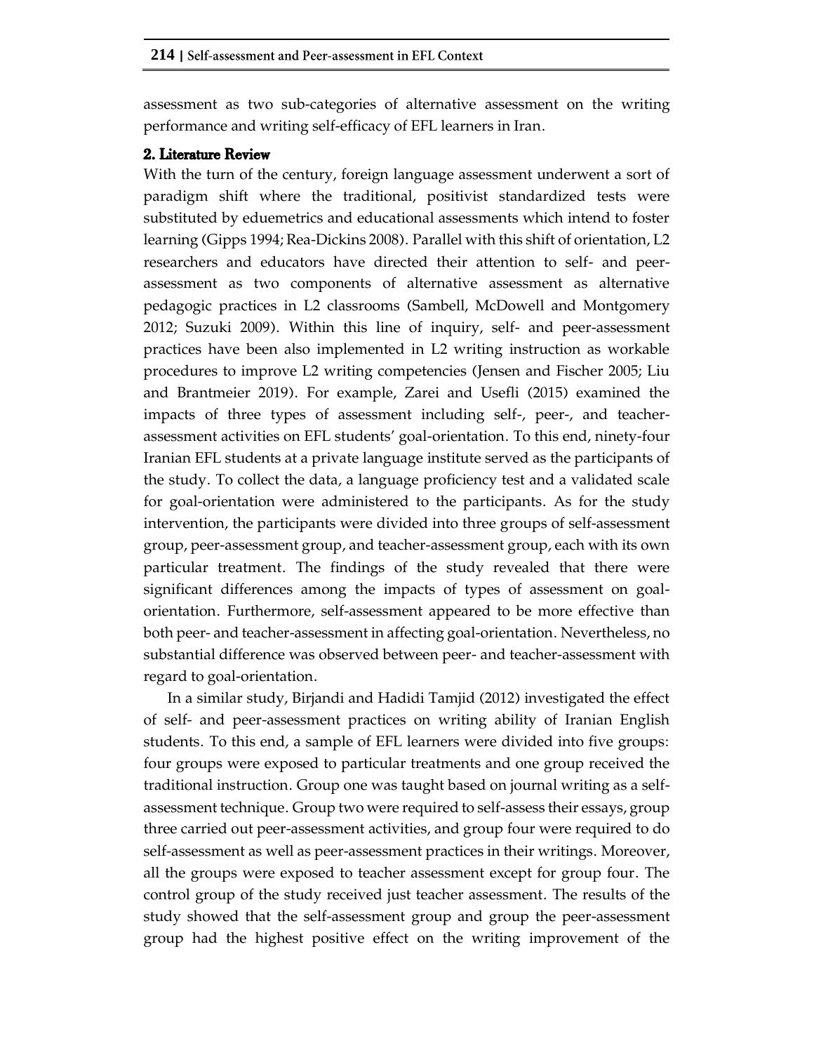assessment as two sub-categories of alternative assessment on the writing performance and writing self-efficacy of EFL learners in Iran.

## 2. Literature Review

With the turn of the century, foreign language assessment underwent a sort of paradigm shift where the traditional, positivist standardized tests were substituted by eduemetrics and educational assessments which intend to foster learning (Gipps 1994; Rea-Dickins 2008). Parallel with this shift of orientation, L2 researchers and educators have directed their attention to self- and peer-assessment as two components of alternative assessment as alternative pedagogic practices in L2 classrooms (Sambell, McDowell and Montgomery 2012; Suzuki 2009). Within this line of inquiry, self- and peer-assessment practices have been also implemented in L2 writing instruction as workable procedures to improve L2 writing competencies (Jensen and Fischer 2005; Liu and Brantmeier 2019). For example, Zarei and Usefli (2015) examined the impacts of three types of assessment including self-, peer-, and teacher-assessment activities on EFL students' goal-orientation. To this end, ninety-four Iranian EFL students at a private language institute served as the participants of the study. To collect the data, a language proficiency test and a validated scale for goal-orientation were administered to the participants. As for the study intervention, the participants were divided into three groups of self-assessment group, peer-assessment group, and teacher-assessment group, each with its own particular treatment. The findings of the study revealed that there were significant differences among the impacts of types of assessment on goal-orientation. Furthermore, self-assessment appeared to be more effective than both peer- and teacher-assessment in affecting goal-orientation. Nevertheless, no substantial difference was observed between peer- and teacher-assessment with regard to goal-orientation.

In a similar study, Birjandi and Hadidi Tamjid (2012) investigated the effect of self- and peer-assessment practices on writing ability of Iranian English students. To this end, a sample of EFL learners were divided into five groups: four groups were exposed to particular treatments and one group received the traditional instruction. Group one was taught based on journal writing as a self-assessment technique. Group two were required to self-assess their essays, group three carried out peer-assessment activities, and group four were required to do self-assessment as well as peer-assessment practices in their writings. Moreover, all the groups were exposed to teacher assessment except for group four. The control group of the study received just teacher assessment. The results of the study showed that the self-assessment group and group the peer-assessment group had the highest positive effect on the writing improvement of the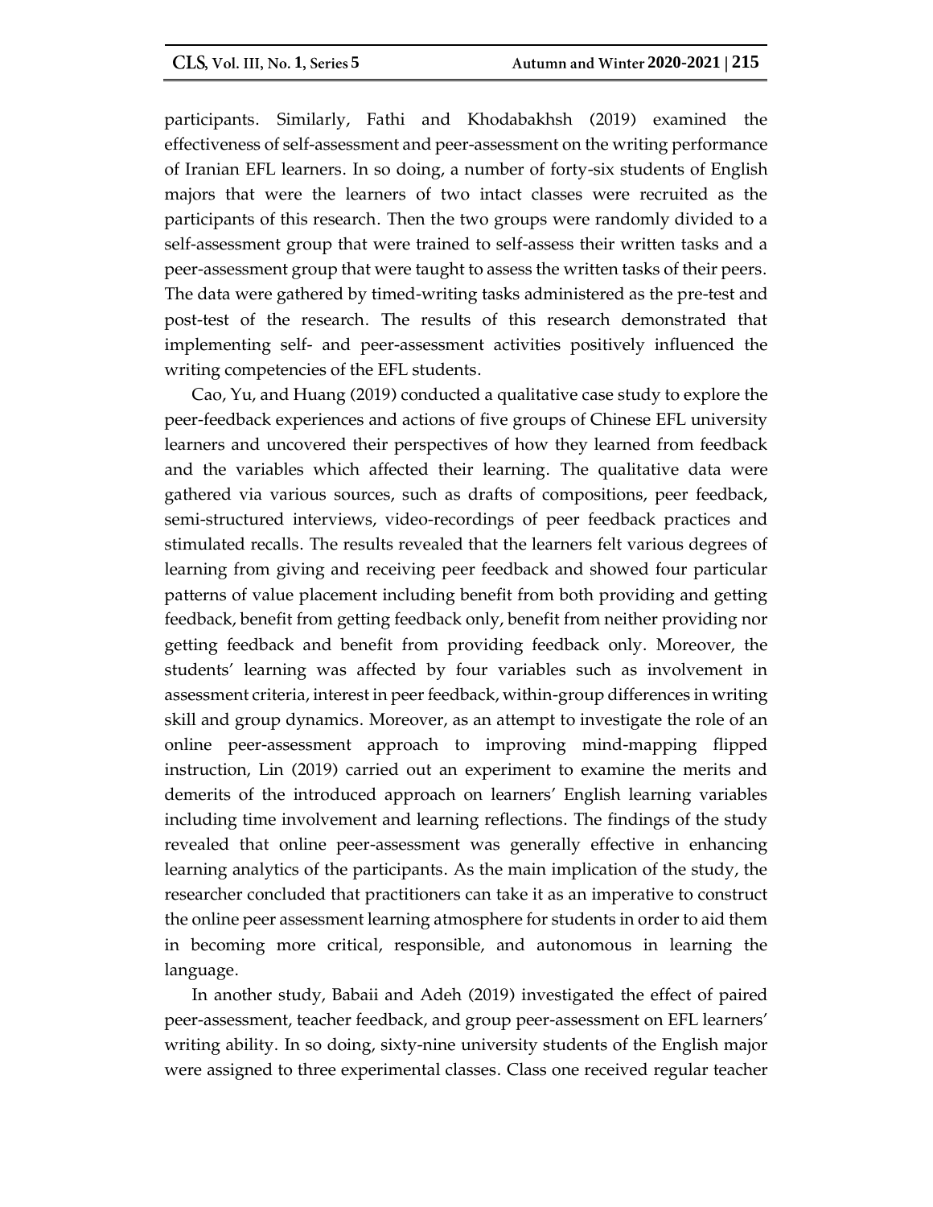participants. Similarly, Fathi and Khodabakhsh (2019) examined the effectiveness of self-assessment and peer-assessment on the writing performance of Iranian EFL learners. In so doing, a number of forty-six students of English majors that were the learners of two intact classes were recruited as the participants of this research. Then the two groups were randomly divided to a self-assessment group that were trained to self-assess their written tasks and a peer-assessment group that were taught to assess the written tasks of their peers. The data were gathered by timed-writing tasks administered as the pre-test and post-test of the research. The results of this research demonstrated that implementing self- and peer-assessment activities positively influenced the writing competencies of the EFL students.

Cao, Yu, and Huang (2019) conducted a qualitative case study to explore the peer-feedback experiences and actions of five groups of Chinese EFL university learners and uncovered their perspectives of how they learned from feedback and the variables which affected their learning. The qualitative data were gathered via various sources, such as drafts of compositions, peer feedback, semi-structured interviews, video-recordings of peer feedback practices and stimulated recalls. The results revealed that the learners felt various degrees of learning from giving and receiving peer feedback and showed four particular patterns of value placement including benefit from both providing and getting feedback, benefit from getting feedback only, benefit from neither providing nor getting feedback and benefit from providing feedback only. Moreover, the students' learning was affected by four variables such as involvement in assessment criteria, interest in peer feedback, within-group differences in writing skill and group dynamics. Moreover, as an attempt to investigate the role of an online peer-assessment approach to improving mind-mapping flipped instruction, Lin (2019) carried out an experiment to examine the merits and demerits of the introduced approach on learners' English learning variables including time involvement and learning reflections. The findings of the study revealed that online peer-assessment was generally effective in enhancing learning analytics of the participants. As the main implication of the study, the researcher concluded that practitioners can take it as an imperative to construct the online peer assessment learning atmosphere for students in order to aid them in becoming more critical, responsible, and autonomous in learning the language.

In another study, Babaii and Adeh (2019) investigated the effect of paired peer-assessment, teacher feedback, and group peer-assessment on EFL learners' writing ability. In so doing, sixty-nine university students of the English major were assigned to three experimental classes. Class one received regular teacher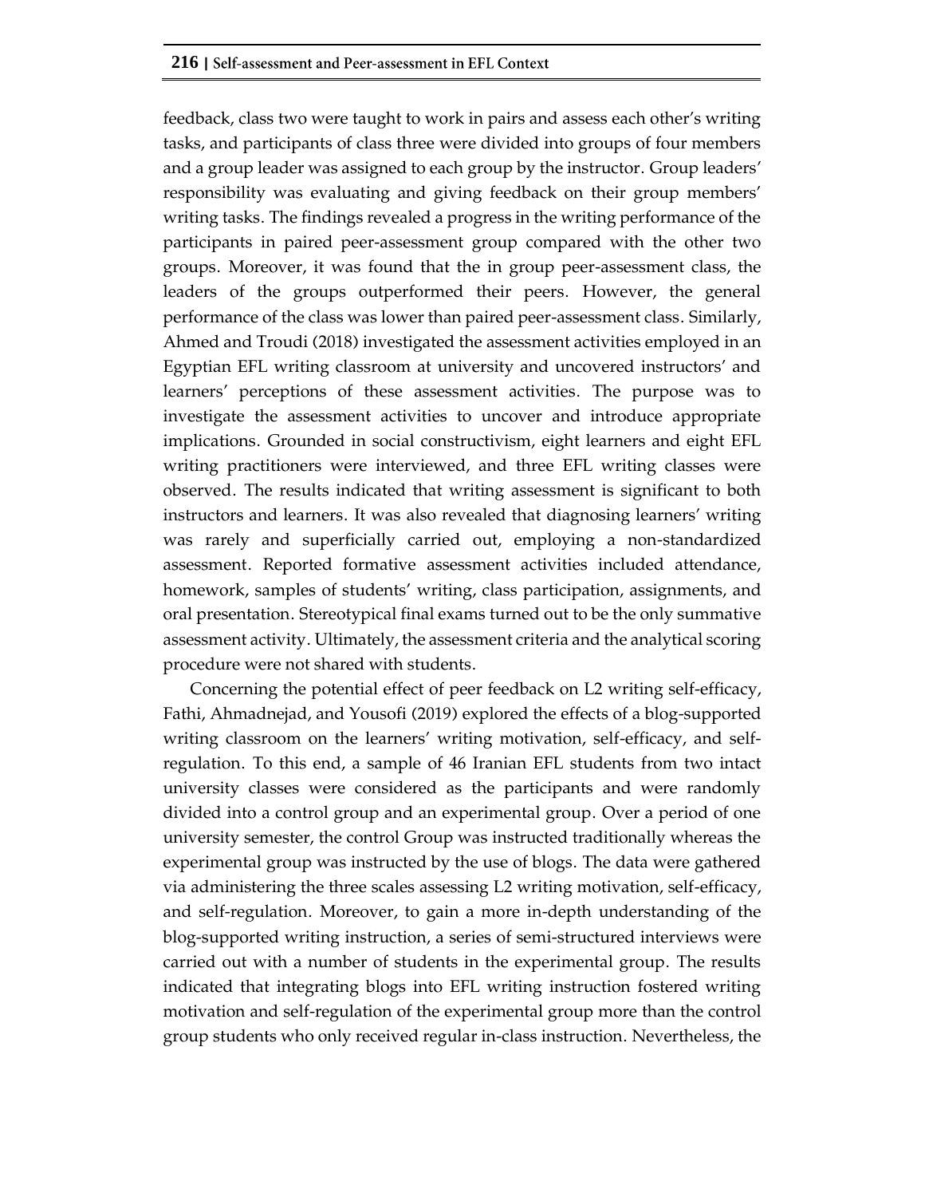feedback, class two were taught to work in pairs and assess each other's writing tasks, and participants of class three were divided into groups of four members and a group leader was assigned to each group by the instructor. Group leaders' responsibility was evaluating and giving feedback on their group members' writing tasks. The findings revealed a progress in the writing performance of the participants in paired peer-assessment group compared with the other two groups. Moreover, it was found that the in group peer-assessment class, the leaders of the groups outperformed their peers. However, the general performance of the class was lower than paired peer-assessment class. Similarly, Ahmed and Troudi (2018) investigated the assessment activities employed in an Egyptian EFL writing classroom at university and uncovered instructors' and learners' perceptions of these assessment activities. The purpose was to investigate the assessment activities to uncover and introduce appropriate implications. Grounded in social constructivism, eight learners and eight EFL writing practitioners were interviewed, and three EFL writing classes were observed. The results indicated that writing assessment is significant to both instructors and learners. It was also revealed that diagnosing learners' writing was rarely and superficially carried out, employing a non-standardized assessment. Reported formative assessment activities included attendance, homework, samples of students' writing, class participation, assignments, and oral presentation. Stereotypical final exams turned out to be the only summative assessment activity. Ultimately, the assessment criteria and the analytical scoring procedure were not shared with students.

Concerning the potential effect of peer feedback on L2 writing self-efficacy, Fathi, Ahmadnejad, and Yousofi (2019) explored the effects of a blog-supported writing classroom on the learners' writing motivation, self-efficacy, and self-regulation. To this end, a sample of 46 Iranian EFL students from two intact university classes were considered as the participants and were randomly divided into a control group and an experimental group. Over a period of one university semester, the control Group was instructed traditionally whereas the experimental group was instructed by the use of blogs. The data were gathered via administering the three scales assessing L2 writing motivation, self-efficacy, and self-regulation. Moreover, to gain a more in-depth understanding of the blog-supported writing instruction, a series of semi-structured interviews were carried out with a number of students in the experimental group. The results indicated that integrating blogs into EFL writing instruction fostered writing motivation and self-regulation of the experimental group more than the control group students who only received regular in-class instruction. Nevertheless, the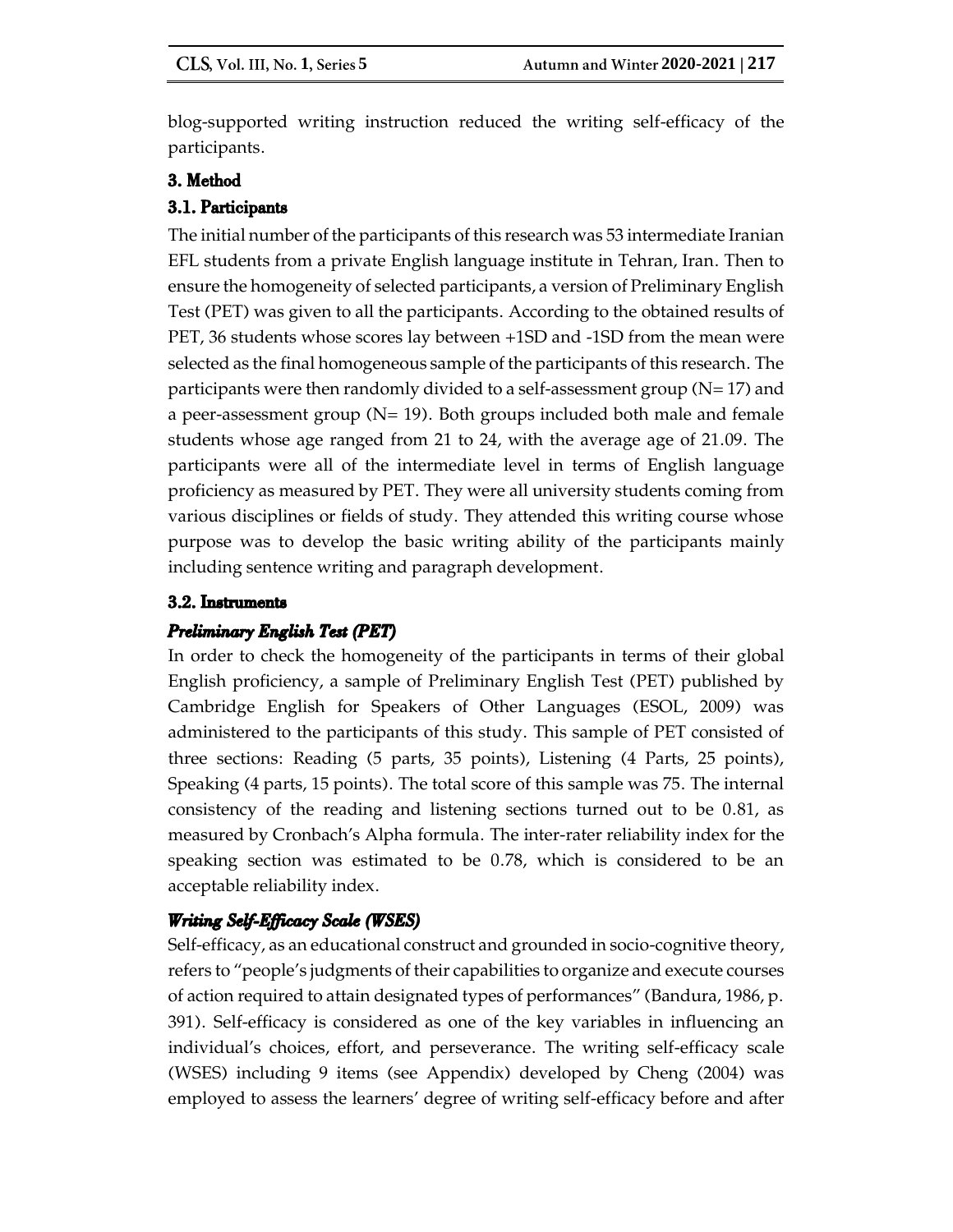blog-supported writing instruction reduced the writing self-efficacy of the participants.

## 3. Method

### 3.1. Participants

The initial number of the participants of this research was 53 intermediate Iranian EFL students from a private English language institute in Tehran, Iran. Then to ensure the homogeneity of selected participants, a version of Preliminary English Test (PET) was given to all the participants. According to the obtained results of PET, 36 students whose scores lay between +1SD and -1SD from the mean were selected as the final homogeneous sample of the participants of this research. The participants were then randomly divided to a self-assessment group (N= 17) and a peer-assessment group (N= 19). Both groups included both male and female students whose age ranged from 21 to 24, with the average age of 21.09. The participants were all of the intermediate level in terms of English language proficiency as measured by PET. They were all university students coming from various disciplines or fields of study. They attended this writing course whose purpose was to develop the basic writing ability of the participants mainly including sentence writing and paragraph development.

### 3.2. Instruments

#### *Preliminary English Test (PET)*

In order to check the homogeneity of the participants in terms of their global English proficiency, a sample of Preliminary English Test (PET) published by Cambridge English for Speakers of Other Languages (ESOL, 2009) was administered to the participants of this study. This sample of PET consisted of three sections: Reading (5 parts, 35 points), Listening (4 Parts, 25 points), Speaking (4 parts, 15 points). The total score of this sample was 75. The internal consistency of the reading and listening sections turned out to be 0.81, as measured by Cronbach's Alpha formula. The inter-rater reliability index for the speaking section was estimated to be 0.78, which is considered to be an acceptable reliability index.

#### *Writing Self-Efficacy Scale (WSES)*

Self-efficacy, as an educational construct and grounded in socio-cognitive theory, refers to "people's judgments of their capabilities to organize and execute courses of action required to attain designated types of performances" (Bandura, 1986, p. 391). Self-efficacy is considered as one of the key variables in influencing an individual's choices, effort, and perseverance. The writing self-efficacy scale (WSES) including 9 items (see Appendix) developed by Cheng (2004) was employed to assess the learners' degree of writing self-efficacy before and after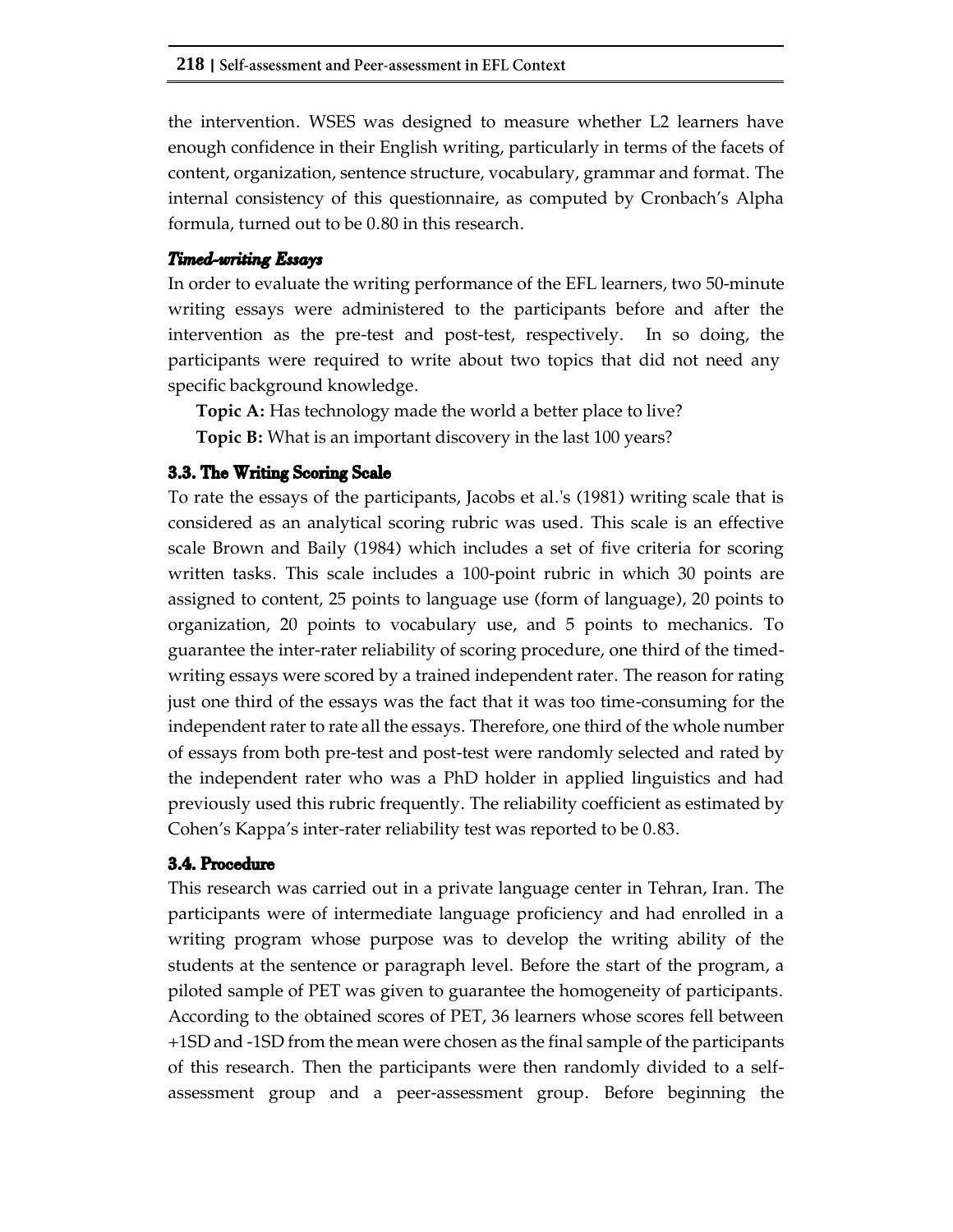the intervention. WSES was designed to measure whether L2 learners have enough confidence in their English writing, particularly in terms of the facets of content, organization, sentence structure, vocabulary, grammar and format. The internal consistency of this questionnaire, as computed by Cronbach's Alpha formula, turned out to be 0.80 in this research.

***Timed-writing Essays***

In order to evaluate the writing performance of the EFL learners, two 50-minute writing essays were administered to the participants before and after the intervention as the pre-test and post-test, respectively. In so doing, the participants were required to write about two topics that did not need any specific background knowledge.

**Topic A:** Has technology made the world a better place to live?

**Topic B:** What is an important discovery in the last 100 years?

### 3.3. The Writing Scoring Scale

To rate the essays of the participants, Jacobs et al.'s (1981) writing scale that is considered as an analytical scoring rubric was used. This scale is an effective scale Brown and Baily (1984) which includes a set of five criteria for scoring written tasks. This scale includes a 100-point rubric in which 30 points are assigned to content, 25 points to language use (form of language), 20 points to organization, 20 points to vocabulary use, and 5 points to mechanics. To guarantee the inter-rater reliability of scoring procedure, one third of the timed-writing essays were scored by a trained independent rater. The reason for rating just one third of the essays was the fact that it was too time-consuming for the independent rater to rate all the essays. Therefore, one third of the whole number of essays from both pre-test and post-test were randomly selected and rated by the independent rater who was a PhD holder in applied linguistics and had previously used this rubric frequently. The reliability coefficient as estimated by Cohen's Kappa's inter-rater reliability test was reported to be 0.83.

### 3.4. Procedure

This research was carried out in a private language center in Tehran, Iran. The participants were of intermediate language proficiency and had enrolled in a writing program whose purpose was to develop the writing ability of the students at the sentence or paragraph level. Before the start of the program, a piloted sample of PET was given to guarantee the homogeneity of participants. According to the obtained scores of PET, 36 learners whose scores fell between +1SD and -1SD from the mean were chosen as the final sample of the participants of this research. Then the participants were then randomly divided to a self-assessment group and a peer-assessment group. Before beginning the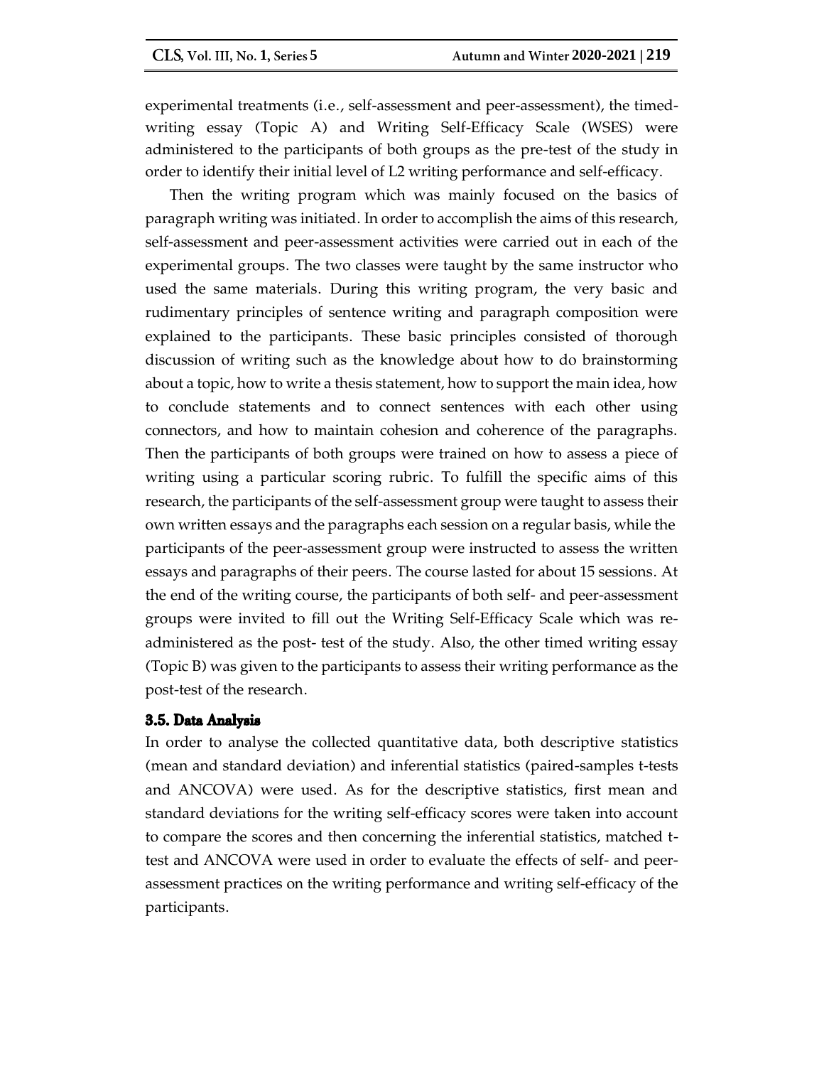experimental treatments (i.e., self-assessment and peer-assessment), the timed-writing essay (Topic A) and Writing Self-Efficacy Scale (WSES) were administered to the participants of both groups as the pre-test of the study in order to identify their initial level of L2 writing performance and self-efficacy.

Then the writing program which was mainly focused on the basics of paragraph writing was initiated. In order to accomplish the aims of this research, self-assessment and peer-assessment activities were carried out in each of the experimental groups. The two classes were taught by the same instructor who used the same materials. During this writing program, the very basic and rudimentary principles of sentence writing and paragraph composition were explained to the participants. These basic principles consisted of thorough discussion of writing such as the knowledge about how to do brainstorming about a topic, how to write a thesis statement, how to support the main idea, how to conclude statements and to connect sentences with each other using connectors, and how to maintain cohesion and coherence of the paragraphs. Then the participants of both groups were trained on how to assess a piece of writing using a particular scoring rubric. To fulfill the specific aims of this research, the participants of the self-assessment group were taught to assess their own written essays and the paragraphs each session on a regular basis, while the participants of the peer-assessment group were instructed to assess the written essays and paragraphs of their peers. The course lasted for about 15 sessions. At the end of the writing course, the participants of both self- and peer-assessment groups were invited to fill out the Writing Self-Efficacy Scale which was re-administered as the post- test of the study. Also, the other timed writing essay (Topic B) was given to the participants to assess their writing performance as the post-test of the research.

### 3.5. Data Analysis

In order to analyse the collected quantitative data, both descriptive statistics (mean and standard deviation) and inferential statistics (paired-samples t-tests and ANCOVA) were used. As for the descriptive statistics, first mean and standard deviations for the writing self-efficacy scores were taken into account to compare the scores and then concerning the inferential statistics, matched t-test and ANCOVA were used in order to evaluate the effects of self- and peer-assessment practices on the writing performance and writing self-efficacy of the participants.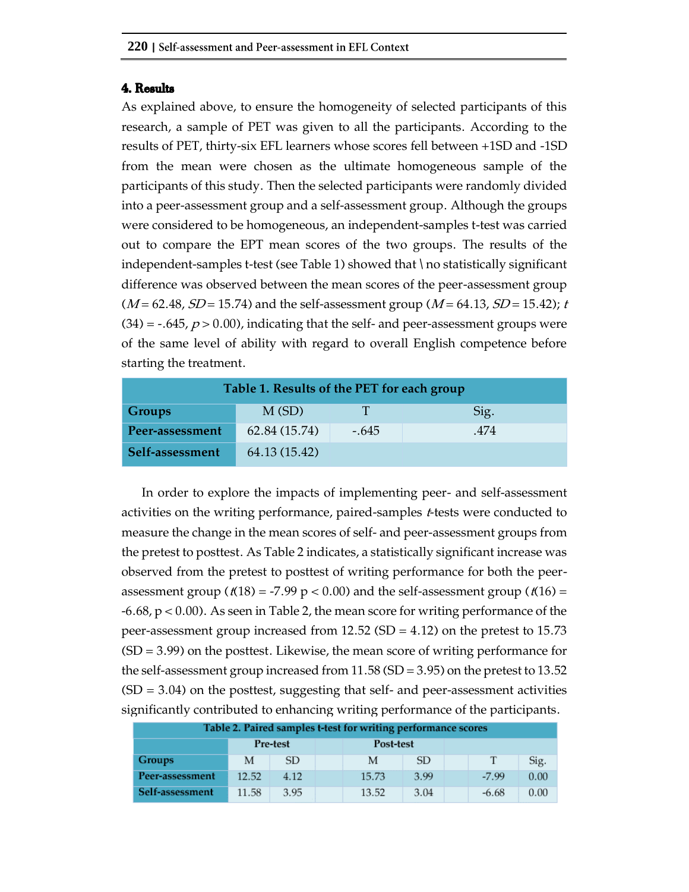## 4. Results

As explained above, to ensure the homogeneity of selected participants of this research, a sample of PET was given to all the participants. According to the results of PET, thirty-six EFL learners whose scores fell between +1SD and -1SD from the mean were chosen as the ultimate homogeneous sample of the participants of this study. Then the selected participants were randomly divided into a peer-assessment group and a self-assessment group. Although the groups were considered to be homogeneous, an independent-samples t-test was carried out to compare the EPT mean scores of the two groups. The results of the independent-samples t-test (see Table 1) showed that \ no statistically significant difference was observed between the mean scores of the peer-assessment group ($M = 62.48$, $SD = 15.74$) and the self-assessment group ($M = 64.13$, $SD = 15.42$); $t(34) = -.645$, $p > 0.00$), indicating that the self- and peer-assessment groups were of the same level of ability with regard to overall English competence before starting the treatment.

**Table 1. Results of the PET for each group**

| Groups | M (SD) | T | Sig. |
|---|---|---|---|
| **Peer-assessment** | 62.84 (15.74) | -.645 | .474 |
| **Self-assessment** | 64.13 (15.42) | | |

In order to explore the impacts of implementing peer- and self-assessment activities on the writing performance, paired-samples *t*-tests were conducted to measure the change in the mean scores of self- and peer-assessment groups from the pretest to posttest. As Table 2 indicates, a statistically significant increase was observed from the pretest to posttest of writing performance for both the peer-assessment group ($t(18) = -7.99$ $p < 0.00$) and the self-assessment group ($t(16) = -6.68$, $p < 0.00$). As seen in Table 2, the mean score for writing performance of the peer-assessment group increased from 12.52 (SD = 4.12) on the pretest to 15.73 (SD = 3.99) on the posttest. Likewise, the mean score of writing performance for the self-assessment group increased from 11.58 (SD = 3.95) on the pretest to 13.52 (SD = 3.04) on the posttest, suggesting that self- and peer-assessment activities significantly contributed to enhancing writing performance of the participants.

**Table 2. Paired samples t-test for writing performance scores**

| | Pre-test | | Post-test | | | |
|---|---|---|---|---|---|---|
| **Groups** | M | SD | M | SD | T | Sig. |
| **Peer-assessment** | 12.52 | 4.12 | 15.73 | 3.99 | -7.99 | 0.00 |
| **Self-assessment** | 11.58 | 3.95 | 13.52 | 3.04 | -6.68 | 0.00 |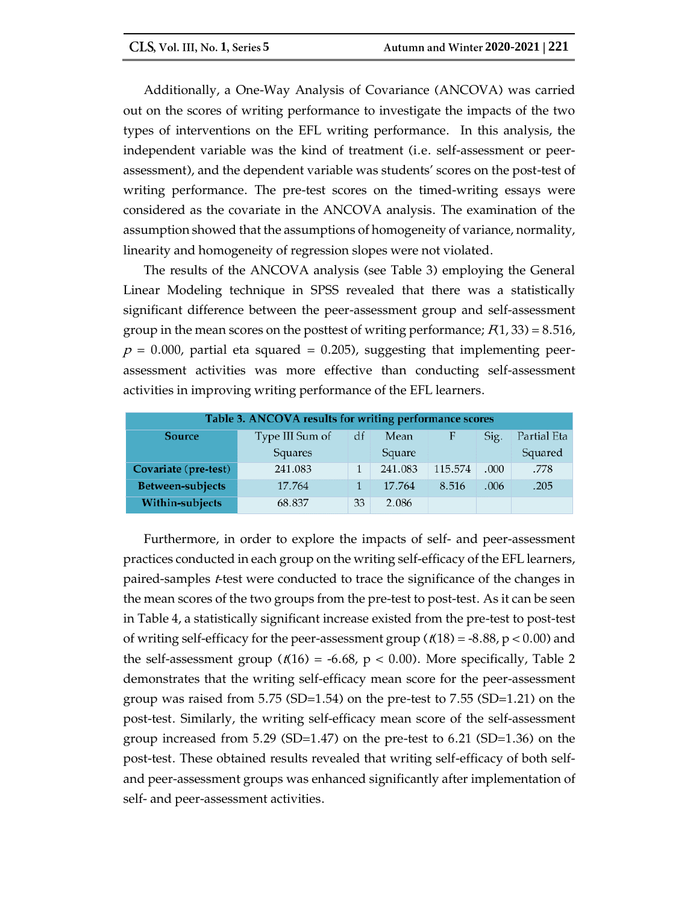Additionally, a One-Way Analysis of Covariance (ANCOVA) was carried out on the scores of writing performance to investigate the impacts of the two types of interventions on the EFL writing performance. In this analysis, the independent variable was the kind of treatment (i.e. self-assessment or peer-assessment), and the dependent variable was students' scores on the post-test of writing performance. The pre-test scores on the timed-writing essays were considered as the covariate in the ANCOVA analysis. The examination of the assumption showed that the assumptions of homogeneity of variance, normality, linearity and homogeneity of regression slopes were not violated.

The results of the ANCOVA analysis (see Table 3) employing the General Linear Modeling technique in SPSS revealed that there was a statistically significant difference between the peer-assessment group and self-assessment group in the mean scores on the posttest of writing performance; $F(1, 33) = 8.516$, $p = 0.000$, partial eta squared = 0.205), suggesting that implementing peer-assessment activities was more effective than conducting self-assessment activities in improving writing performance of the EFL learners.

**Table 3. ANCOVA results for writing performance scores**

| Source | Type III Sum of Squares | df | Mean Square | F | Sig. | Partial Eta Squared |
|---|---|---|---|---|---|---|
| **Covariate (pre-test)** | 241.083 | 1 | 241.083 | 115.574 | .000 | .778 |
| **Between-subjects** | 17.764 | 1 | 17.764 | 8.516 | .006 | .205 |
| **Within-subjects** | 68.837 | 33 | 2.086 | | | |

Furthermore, in order to explore the impacts of self- and peer-assessment practices conducted in each group on the writing self-efficacy of the EFL learners, paired-samples $t$-test were conducted to trace the significance of the changes in the mean scores of the two groups from the pre-test to post-test. As it can be seen in Table 4, a statistically significant increase existed from the pre-test to post-test of writing self-efficacy for the peer-assessment group ($t(18) = -8.88$, $p < 0.00$) and the self-assessment group ($t(16) = -6.68$, $p < 0.00$). More specifically, Table 2 demonstrates that the writing self-efficacy mean score for the peer-assessment group was raised from 5.75 (SD=1.54) on the pre-test to 7.55 (SD=1.21) on the post-test. Similarly, the writing self-efficacy mean score of the self-assessment group increased from 5.29 (SD=1.47) on the pre-test to 6.21 (SD=1.36) on the post-test. These obtained results revealed that writing self-efficacy of both self- and peer-assessment groups was enhanced significantly after implementation of self- and peer-assessment activities.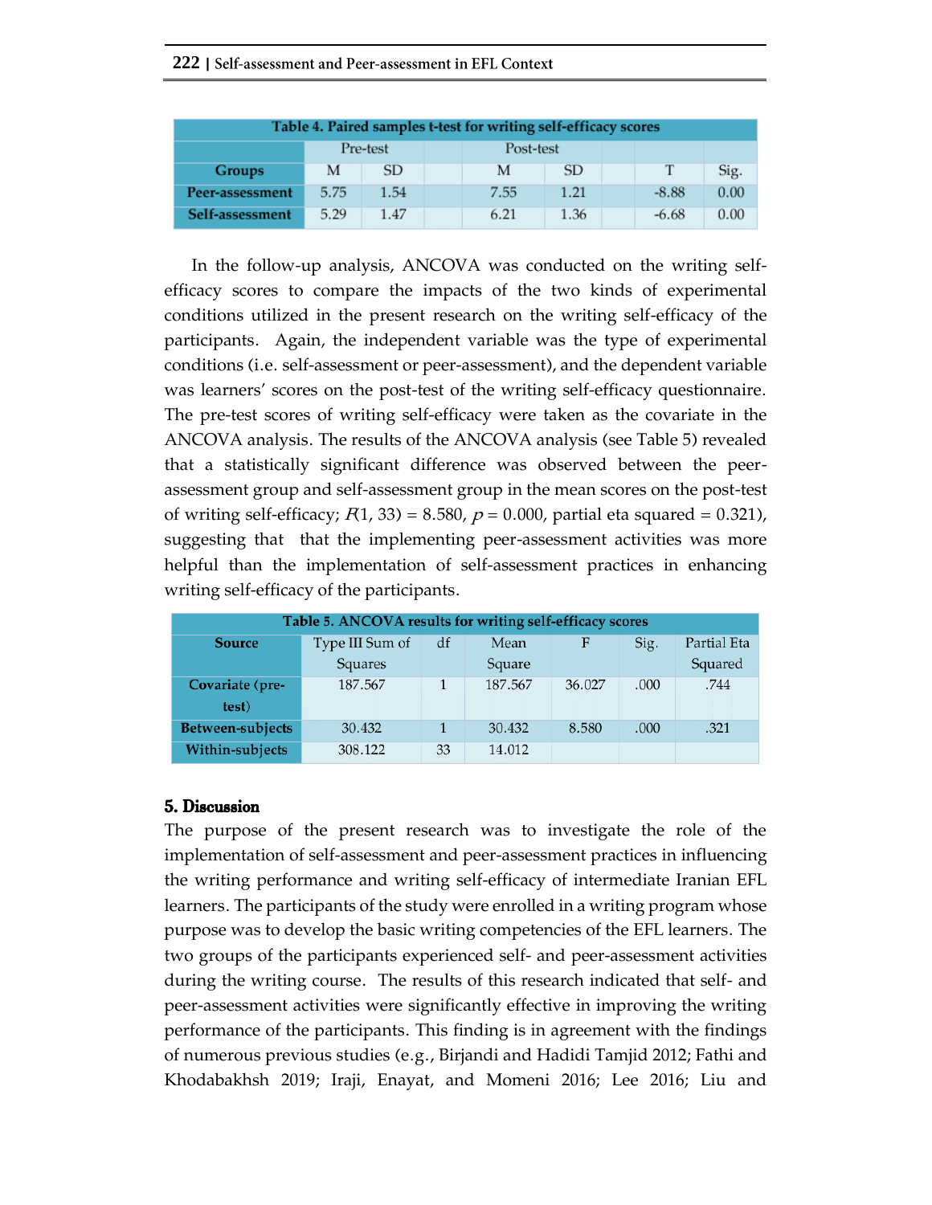**Table 4. Paired samples t-test for writing self-efficacy scores**

| | Pre-test | | | Post-test | | | | |
|---|---|---|---|---|---|---|---|---|
| **Groups** | M | SD | | M | SD | | T | Sig. |
| **Peer-assessment** | 5.75 | 1.54 | | 7.55 | 1.21 | | -8.88 | 0.00 |
| **Self-assessment** | 5.29 | 1.47 | | 6.21 | 1.36 | | -6.68 | 0.00 |

In the follow-up analysis, ANCOVA was conducted on the writing self-efficacy scores to compare the impacts of the two kinds of experimental conditions utilized in the present research on the writing self-efficacy of the participants. Again, the independent variable was the type of experimental conditions (i.e. self-assessment or peer-assessment), and the dependent variable was learners' scores on the post-test of the writing self-efficacy questionnaire. The pre-test scores of writing self-efficacy were taken as the covariate in the ANCOVA analysis. The results of the ANCOVA analysis (see Table 5) revealed that a statistically significant difference was observed between the peer-assessment group and self-assessment group in the mean scores on the post-test of writing self-efficacy; $F(1, 33) = 8.580$, $p = 0.000$, partial eta squared = 0.321), suggesting that that the implementing peer-assessment activities was more helpful than the implementation of self-assessment practices in enhancing writing self-efficacy of the participants.

**Table 5. ANCOVA results for writing self-efficacy scores**

| Source | Type III Sum of Squares | df | Mean Square | F | Sig. | Partial Eta Squared |
|---|---|---|---|---|---|---|
| **Covariate (pre-test)** | 187.567 | 1 | 187.567 | 36.027 | .000 | .744 |
| **Between-subjects** | 30.432 | 1 | 30.432 | 8.580 | .000 | .321 |
| **Within-subjects** | 308.122 | 33 | 14.012 | | | |

## 5. Discussion

The purpose of the present research was to investigate the role of the implementation of self-assessment and peer-assessment practices in influencing the writing performance and writing self-efficacy of intermediate Iranian EFL learners. The participants of the study were enrolled in a writing program whose purpose was to develop the basic writing competencies of the EFL learners. The two groups of the participants experienced self- and peer-assessment activities during the writing course. The results of this research indicated that self- and peer-assessment activities were significantly effective in improving the writing performance of the participants. This finding is in agreement with the findings of numerous previous studies (e.g., Birjandi and Hadidi Tamjid 2012; Fathi and Khodabakhsh 2019; Iraji, Enayat, and Momeni 2016; Lee 2016; Liu and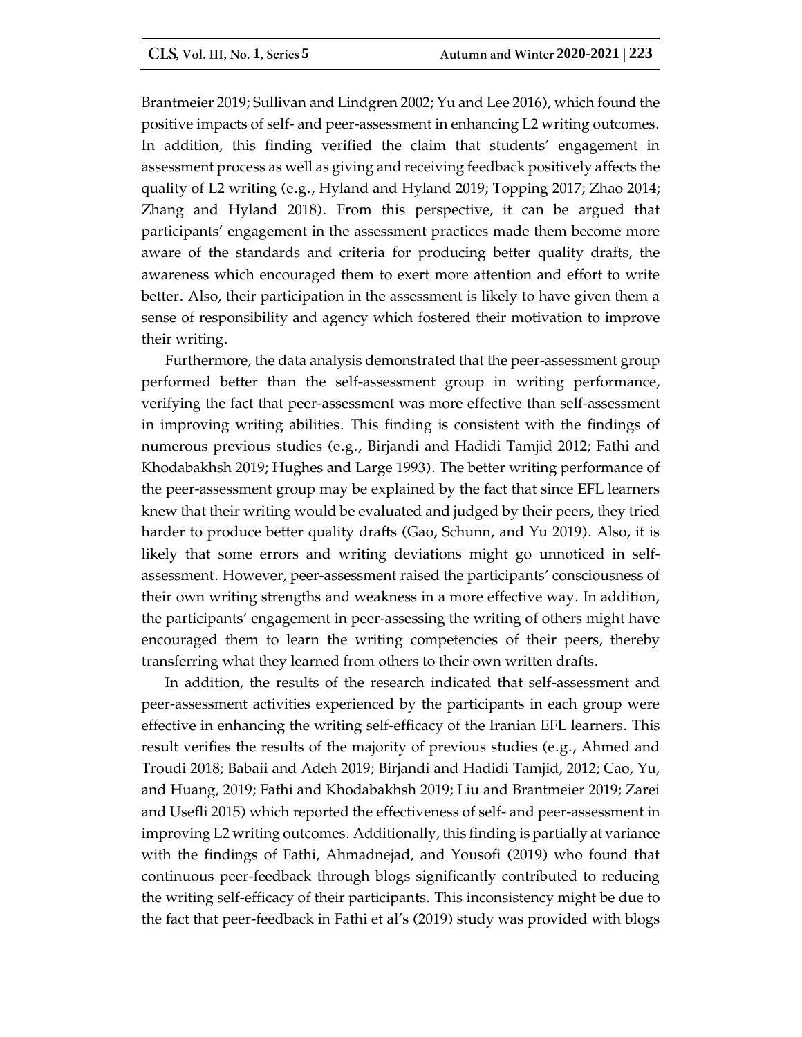Brantmeier 2019; Sullivan and Lindgren 2002; Yu and Lee 2016), which found the positive impacts of self- and peer-assessment in enhancing L2 writing outcomes. In addition, this finding verified the claim that students' engagement in assessment process as well as giving and receiving feedback positively affects the quality of L2 writing (e.g., Hyland and Hyland 2019; Topping 2017; Zhao 2014; Zhang and Hyland 2018). From this perspective, it can be argued that participants' engagement in the assessment practices made them become more aware of the standards and criteria for producing better quality drafts, the awareness which encouraged them to exert more attention and effort to write better. Also, their participation in the assessment is likely to have given them a sense of responsibility and agency which fostered their motivation to improve their writing.

Furthermore, the data analysis demonstrated that the peer-assessment group performed better than the self-assessment group in writing performance, verifying the fact that peer-assessment was more effective than self-assessment in improving writing abilities. This finding is consistent with the findings of numerous previous studies (e.g., Birjandi and Hadidi Tamjid 2012; Fathi and Khodabakhsh 2019; Hughes and Large 1993). The better writing performance of the peer-assessment group may be explained by the fact that since EFL learners knew that their writing would be evaluated and judged by their peers, they tried harder to produce better quality drafts (Gao, Schunn, and Yu 2019). Also, it is likely that some errors and writing deviations might go unnoticed in self-assessment. However, peer-assessment raised the participants' consciousness of their own writing strengths and weakness in a more effective way. In addition, the participants' engagement in peer-assessing the writing of others might have encouraged them to learn the writing competencies of their peers, thereby transferring what they learned from others to their own written drafts.

In addition, the results of the research indicated that self-assessment and peer-assessment activities experienced by the participants in each group were effective in enhancing the writing self-efficacy of the Iranian EFL learners. This result verifies the results of the majority of previous studies (e.g., Ahmed and Troudi 2018; Babaii and Adeh 2019; Birjandi and Hadidi Tamjid, 2012; Cao, Yu, and Huang, 2019; Fathi and Khodabakhsh 2019; Liu and Brantmeier 2019; Zarei and Usefli 2015) which reported the effectiveness of self- and peer-assessment in improving L2 writing outcomes. Additionally, this finding is partially at variance with the findings of Fathi, Ahmadnejad, and Yousofi (2019) who found that continuous peer-feedback through blogs significantly contributed to reducing the writing self-efficacy of their participants. This inconsistency might be due to the fact that peer-feedback in Fathi et al's (2019) study was provided with blogs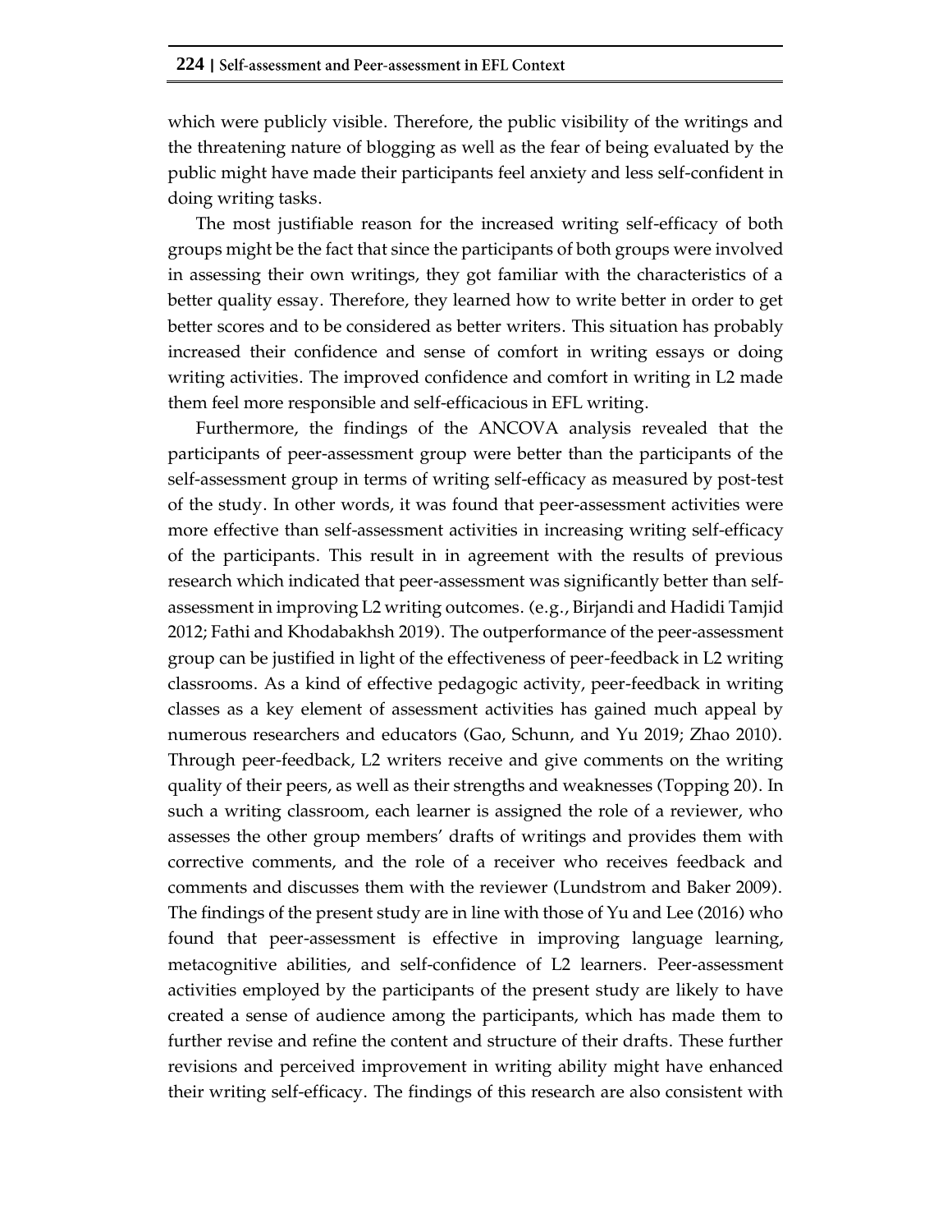which were publicly visible. Therefore, the public visibility of the writings and the threatening nature of blogging as well as the fear of being evaluated by the public might have made their participants feel anxiety and less self-confident in doing writing tasks.

The most justifiable reason for the increased writing self-efficacy of both groups might be the fact that since the participants of both groups were involved in assessing their own writings, they got familiar with the characteristics of a better quality essay. Therefore, they learned how to write better in order to get better scores and to be considered as better writers. This situation has probably increased their confidence and sense of comfort in writing essays or doing writing activities. The improved confidence and comfort in writing in L2 made them feel more responsible and self-efficacious in EFL writing.

Furthermore, the findings of the ANCOVA analysis revealed that the participants of peer-assessment group were better than the participants of the self-assessment group in terms of writing self-efficacy as measured by post-test of the study. In other words, it was found that peer-assessment activities were more effective than self-assessment activities in increasing writing self-efficacy of the participants. This result in in agreement with the results of previous research which indicated that peer-assessment was significantly better than self-assessment in improving L2 writing outcomes. (e.g., Birjandi and Hadidi Tamjid 2012; Fathi and Khodabakhsh 2019). The outperformance of the peer-assessment group can be justified in light of the effectiveness of peer-feedback in L2 writing classrooms. As a kind of effective pedagogic activity, peer-feedback in writing classes as a key element of assessment activities has gained much appeal by numerous researchers and educators (Gao, Schunn, and Yu 2019; Zhao 2010). Through peer-feedback, L2 writers receive and give comments on the writing quality of their peers, as well as their strengths and weaknesses (Topping 20). In such a writing classroom, each learner is assigned the role of a reviewer, who assesses the other group members' drafts of writings and provides them with corrective comments, and the role of a receiver who receives feedback and comments and discusses them with the reviewer (Lundstrom and Baker 2009). The findings of the present study are in line with those of Yu and Lee (2016) who found that peer-assessment is effective in improving language learning, metacognitive abilities, and self-confidence of L2 learners. Peer-assessment activities employed by the participants of the present study are likely to have created a sense of audience among the participants, which has made them to further revise and refine the content and structure of their drafts. These further revisions and perceived improvement in writing ability might have enhanced their writing self-efficacy. The findings of this research are also consistent with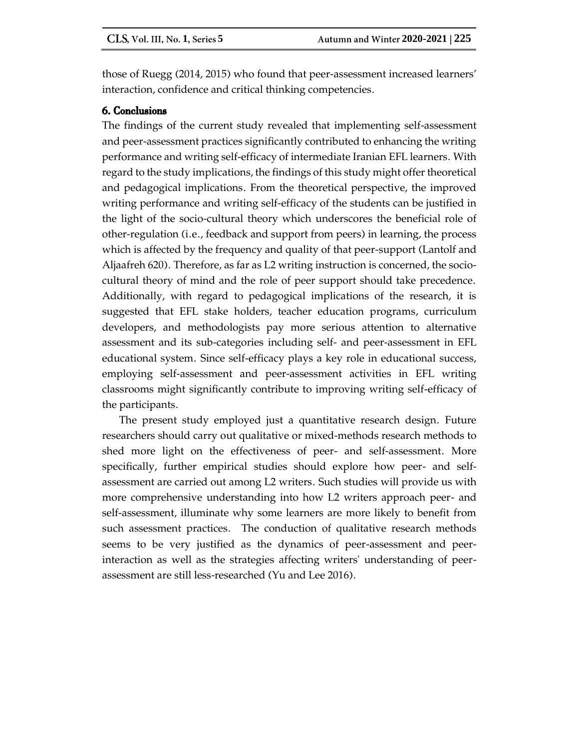those of Ruegg (2014, 2015) who found that peer-assessment increased learners' interaction, confidence and critical thinking competencies.

## 6. Conclusions

The findings of the current study revealed that implementing self-assessment and peer-assessment practices significantly contributed to enhancing the writing performance and writing self-efficacy of intermediate Iranian EFL learners. With regard to the study implications, the findings of this study might offer theoretical and pedagogical implications. From the theoretical perspective, the improved writing performance and writing self-efficacy of the students can be justified in the light of the socio-cultural theory which underscores the beneficial role of other-regulation (i.e., feedback and support from peers) in learning, the process which is affected by the frequency and quality of that peer-support (Lantolf and Aljaafreh 620). Therefore, as far as L2 writing instruction is concerned, the socio-cultural theory of mind and the role of peer support should take precedence. Additionally, with regard to pedagogical implications of the research, it is suggested that EFL stake holders, teacher education programs, curriculum developers, and methodologists pay more serious attention to alternative assessment and its sub-categories including self- and peer-assessment in EFL educational system. Since self-efficacy plays a key role in educational success, employing self-assessment and peer-assessment activities in EFL writing classrooms might significantly contribute to improving writing self-efficacy of the participants.

The present study employed just a quantitative research design. Future researchers should carry out qualitative or mixed-methods research methods to shed more light on the effectiveness of peer- and self-assessment. More specifically, further empirical studies should explore how peer- and self-assessment are carried out among L2 writers. Such studies will provide us with more comprehensive understanding into how L2 writers approach peer- and self-assessment, illuminate why some learners are more likely to benefit from such assessment practices. The conduction of qualitative research methods seems to be very justified as the dynamics of peer-assessment and peer-interaction as well as the strategies affecting writers' understanding of peer-assessment are still less-researched (Yu and Lee 2016).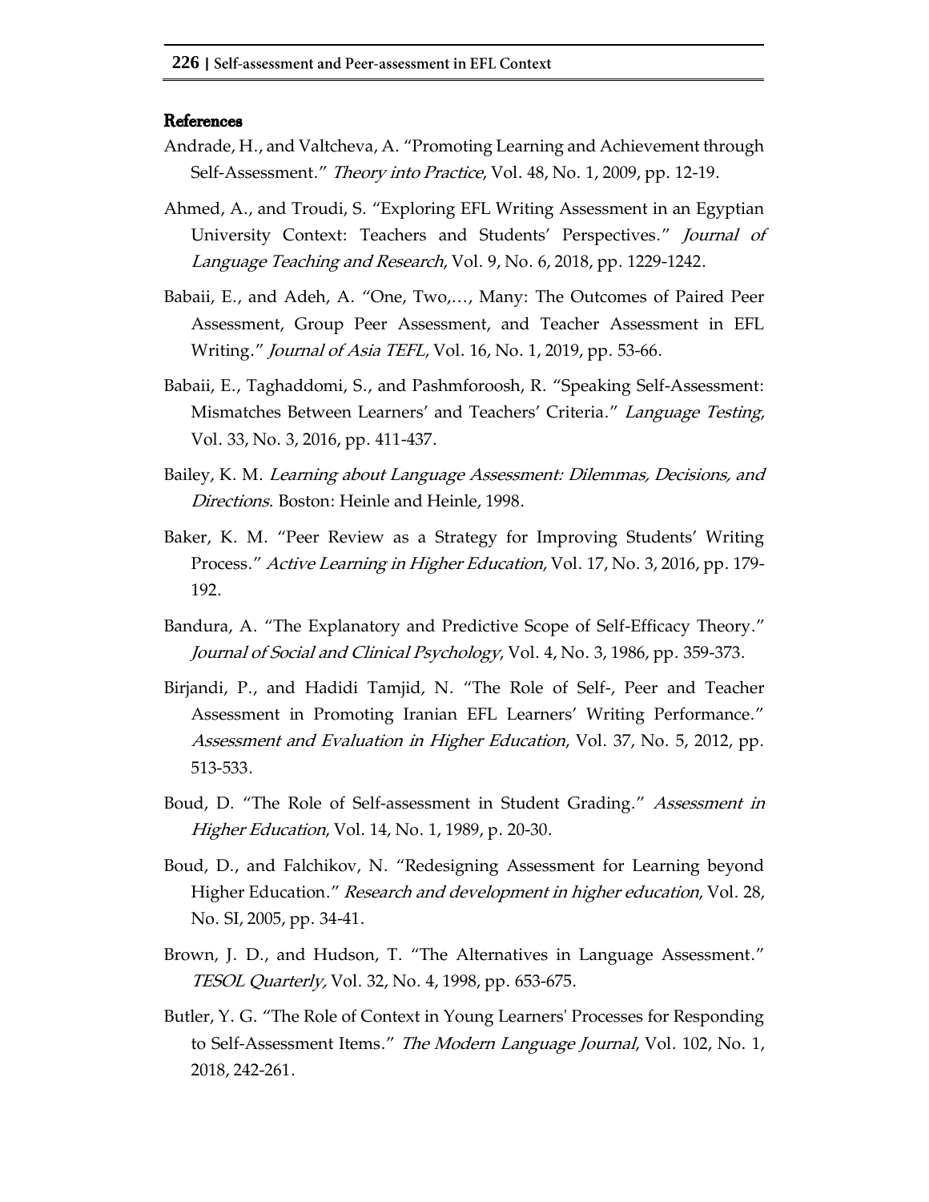## References

Andrade, H., and Valtcheva, A. "Promoting Learning and Achievement through Self-Assessment." *Theory into Practice*, Vol. 48, No. 1, 2009, pp. 12-19.

Ahmed, A., and Troudi, S. "Exploring EFL Writing Assessment in an Egyptian University Context: Teachers and Students' Perspectives." *Journal of Language Teaching and Research*, Vol. 9, No. 6, 2018, pp. 1229-1242.

Babaii, E., and Adeh, A. "One, Two,…, Many: The Outcomes of Paired Peer Assessment, Group Peer Assessment, and Teacher Assessment in EFL Writing." *Journal of Asia TEFL*, Vol. 16, No. 1, 2019, pp. 53-66.

Babaii, E., Taghaddomi, S., and Pashmforoosh, R. "Speaking Self-Assessment: Mismatches Between Learners' and Teachers' Criteria." *Language Testing*, Vol. 33, No. 3, 2016, pp. 411-437.

Bailey, K. M. *Learning about Language Assessment: Dilemmas, Decisions, and Directions*. Boston: Heinle and Heinle, 1998.

Baker, K. M. "Peer Review as a Strategy for Improving Students' Writing Process." *Active Learning in Higher Education*, Vol. 17, No. 3, 2016, pp. 179-192.

Bandura, A. "The Explanatory and Predictive Scope of Self-Efficacy Theory." *Journal of Social and Clinical Psychology*, Vol. 4, No. 3, 1986, pp. 359-373.

Birjandi, P., and Hadidi Tamjid, N. "The Role of Self-, Peer and Teacher Assessment in Promoting Iranian EFL Learners' Writing Performance." *Assessment and Evaluation in Higher Education*, Vol. 37, No. 5, 2012, pp. 513-533.

Boud, D. "The Role of Self-assessment in Student Grading." *Assessment in Higher Education*, Vol. 14, No. 1, 1989, p. 20-30.

Boud, D., and Falchikov, N. "Redesigning Assessment for Learning beyond Higher Education." *Research and development in higher education*, Vol. 28, No. SI, 2005, pp. 34-41.

Brown, J. D., and Hudson, T. "The Alternatives in Language Assessment." *TESOL Quarterly,* Vol. 32, No. 4, 1998, pp. 653-675.

Butler, Y. G. "The Role of Context in Young Learners' Processes for Responding to Self-Assessment Items." *The Modern Language Journal*, Vol. 102, No. 1, 2018, 242-261.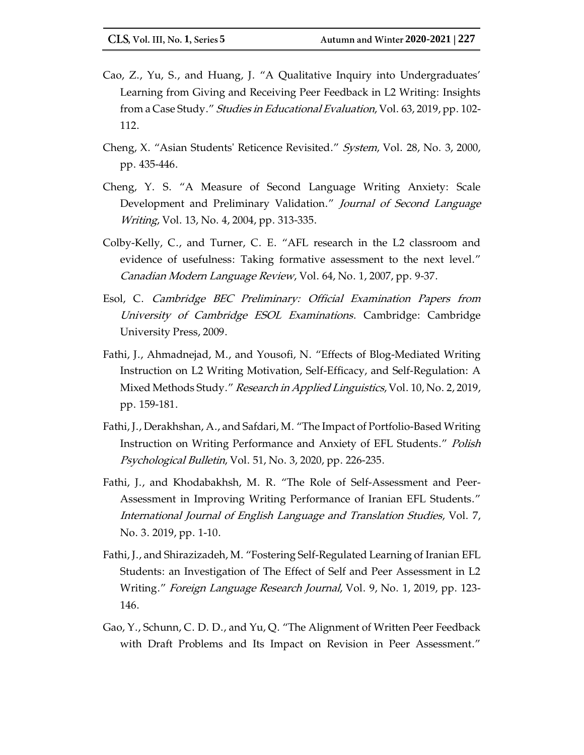Cao, Z., Yu, S., and Huang, J. "A Qualitative Inquiry into Undergraduates' Learning from Giving and Receiving Peer Feedback in L2 Writing: Insights from a Case Study." *Studies in Educational Evaluation*, Vol. 63, 2019, pp. 102-112.

Cheng, X. "Asian Students' Reticence Revisited." *System*, Vol. 28, No. 3, 2000, pp. 435-446.

Cheng, Y. S. "A Measure of Second Language Writing Anxiety: Scale Development and Preliminary Validation." *Journal of Second Language Writing*, Vol. 13, No. 4, 2004, pp. 313-335.

Colby-Kelly, C., and Turner, C. E. "AFL research in the L2 classroom and evidence of usefulness: Taking formative assessment to the next level." *Canadian Modern Language Review*, Vol. 64, No. 1, 2007, pp. 9-37.

Esol, C. *Cambridge BEC Preliminary: Official Examination Papers from University of Cambridge ESOL Examinations*. Cambridge: Cambridge University Press, 2009.

Fathi, J., Ahmadnejad, M., and Yousofi, N. "Effects of Blog-Mediated Writing Instruction on L2 Writing Motivation, Self-Efficacy, and Self-Regulation: A Mixed Methods Study." *Research in Applied Linguistics*, Vol. 10, No. 2, 2019, pp. 159-181.

Fathi, J., Derakhshan, A., and Safdari, M. "The Impact of Portfolio-Based Writing Instruction on Writing Performance and Anxiety of EFL Students." *Polish Psychological Bulletin*, Vol. 51, No. 3, 2020, pp. 226-235.

Fathi, J., and Khodabakhsh, M. R. "The Role of Self-Assessment and Peer-Assessment in Improving Writing Performance of Iranian EFL Students." *International Journal of English Language and Translation Studies*, Vol. 7, No. 3. 2019, pp. 1-10.

Fathi, J., and Shirazizadeh, M. "Fostering Self-Regulated Learning of Iranian EFL Students: an Investigation of The Effect of Self and Peer Assessment in L2 Writing." *Foreign Language Research Journal*, Vol. 9, No. 1, 2019, pp. 123-146.

Gao, Y., Schunn, C. D. D., and Yu, Q. "The Alignment of Written Peer Feedback with Draft Problems and Its Impact on Revision in Peer Assessment."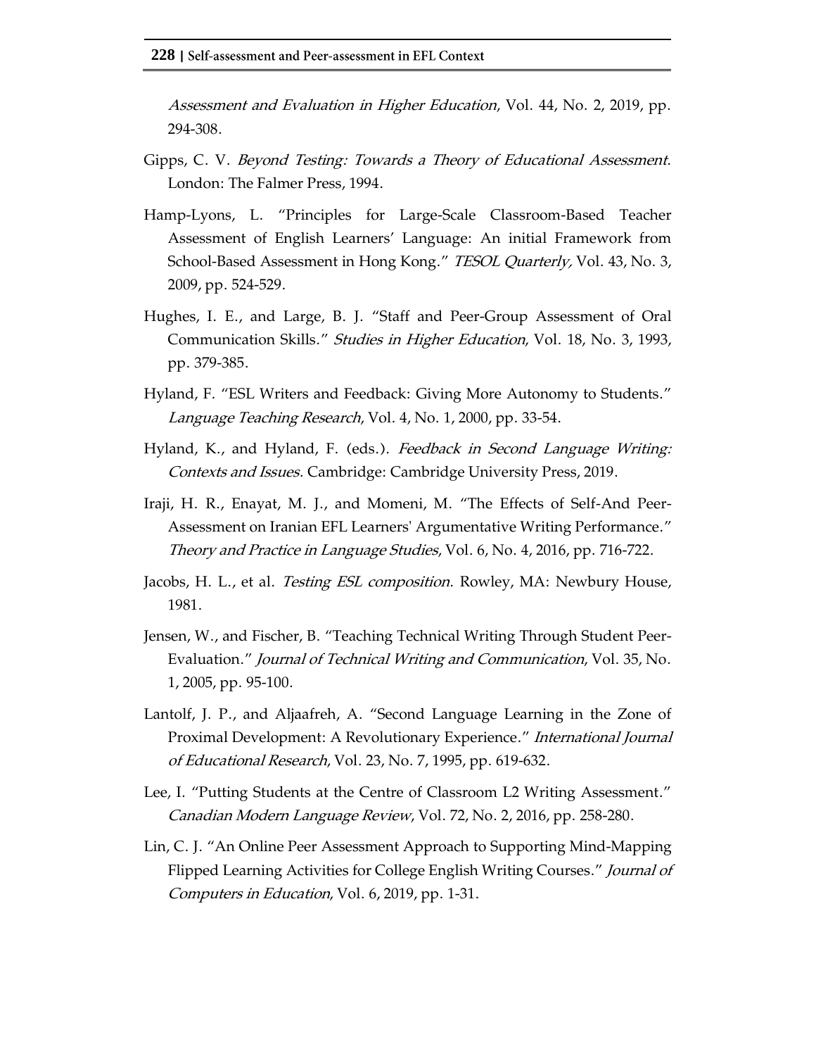*Assessment and Evaluation in Higher Education*, Vol. 44, No. 2, 2019, pp. 294-308.

Gipps, C. V. *Beyond Testing: Towards a Theory of Educational Assessment*. London: The Falmer Press, 1994.

Hamp-Lyons, L. "Principles for Large-Scale Classroom-Based Teacher Assessment of English Learners' Language: An initial Framework from School-Based Assessment in Hong Kong." *TESOL Quarterly,* Vol. 43, No. 3, 2009, pp. 524-529.

Hughes, I. E., and Large, B. J. "Staff and Peer-Group Assessment of Oral Communication Skills." *Studies in Higher Education*, Vol. 18, No. 3, 1993, pp. 379-385.

Hyland, F. "ESL Writers and Feedback: Giving More Autonomy to Students." *Language Teaching Research*, Vol. 4, No. 1, 2000, pp. 33-54.

Hyland, K., and Hyland, F. (eds.). *Feedback in Second Language Writing: Contexts and Issues*. Cambridge: Cambridge University Press, 2019.

Iraji, H. R., Enayat, M. J., and Momeni, M. "The Effects of Self-And Peer-Assessment on Iranian EFL Learners' Argumentative Writing Performance." *Theory and Practice in Language Studies*, Vol. 6, No. 4, 2016, pp. 716-722.

Jacobs, H. L., et al. *Testing ESL composition*. Rowley, MA: Newbury House, 1981.

Jensen, W., and Fischer, B. "Teaching Technical Writing Through Student Peer-Evaluation." *Journal of Technical Writing and Communication*, Vol. 35, No. 1, 2005, pp. 95-100.

Lantolf, J. P., and Aljaafreh, A. "Second Language Learning in the Zone of Proximal Development: A Revolutionary Experience." *International Journal of Educational Research*, Vol. 23, No. 7, 1995, pp. 619-632.

Lee, I. "Putting Students at the Centre of Classroom L2 Writing Assessment." *Canadian Modern Language Review*, Vol. 72, No. 2, 2016, pp. 258-280.

Lin, C. J. "An Online Peer Assessment Approach to Supporting Mind-Mapping Flipped Learning Activities for College English Writing Courses." *Journal of Computers in Education*, Vol. 6, 2019, pp. 1-31.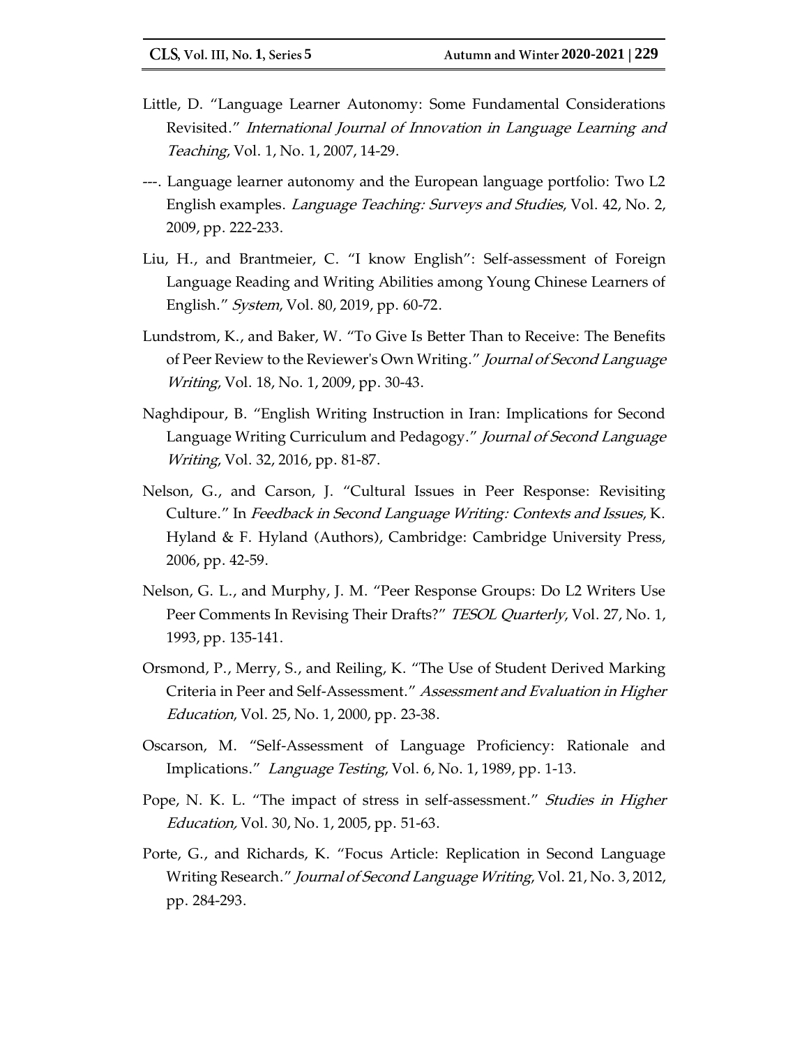Little, D. "Language Learner Autonomy: Some Fundamental Considerations Revisited." *International Journal of Innovation in Language Learning and Teaching*, Vol. 1, No. 1, 2007, 14-29.

---. Language learner autonomy and the European language portfolio: Two L2 English examples. *Language Teaching: Surveys and Studies*, Vol. 42, No. 2, 2009, pp. 222-233.

Liu, H., and Brantmeier, C. "I know English": Self-assessment of Foreign Language Reading and Writing Abilities among Young Chinese Learners of English." *System*, Vol. 80, 2019, pp. 60-72.

Lundstrom, K., and Baker, W. "To Give Is Better Than to Receive: The Benefits of Peer Review to the Reviewer's Own Writing." *Journal of Second Language Writing*, Vol. 18, No. 1, 2009, pp. 30-43.

Naghdipour, B. "English Writing Instruction in Iran: Implications for Second Language Writing Curriculum and Pedagogy." *Journal of Second Language Writing*, Vol. 32, 2016, pp. 81-87.

Nelson, G., and Carson, J. "Cultural Issues in Peer Response: Revisiting Culture." In *Feedback in Second Language Writing: Contexts and Issues*, K. Hyland & F. Hyland (Authors), Cambridge: Cambridge University Press, 2006, pp. 42-59.

Nelson, G. L., and Murphy, J. M. "Peer Response Groups: Do L2 Writers Use Peer Comments In Revising Their Drafts?" *TESOL Quarterly*, Vol. 27, No. 1, 1993, pp. 135-141.

Orsmond, P., Merry, S., and Reiling, K. "The Use of Student Derived Marking Criteria in Peer and Self-Assessment." *Assessment and Evaluation in Higher Education*, Vol. 25, No. 1, 2000, pp. 23-38.

Oscarson, M. "Self-Assessment of Language Proficiency: Rationale and Implications." *Language Testing*, Vol. 6, No. 1, 1989, pp. 1-13.

Pope, N. K. L. "The impact of stress in self-assessment." *Studies in Higher Education,* Vol. 30, No. 1, 2005, pp. 51-63.

Porte, G., and Richards, K. "Focus Article: Replication in Second Language Writing Research." *Journal of Second Language Writing*, Vol. 21, No. 3, 2012, pp. 284-293.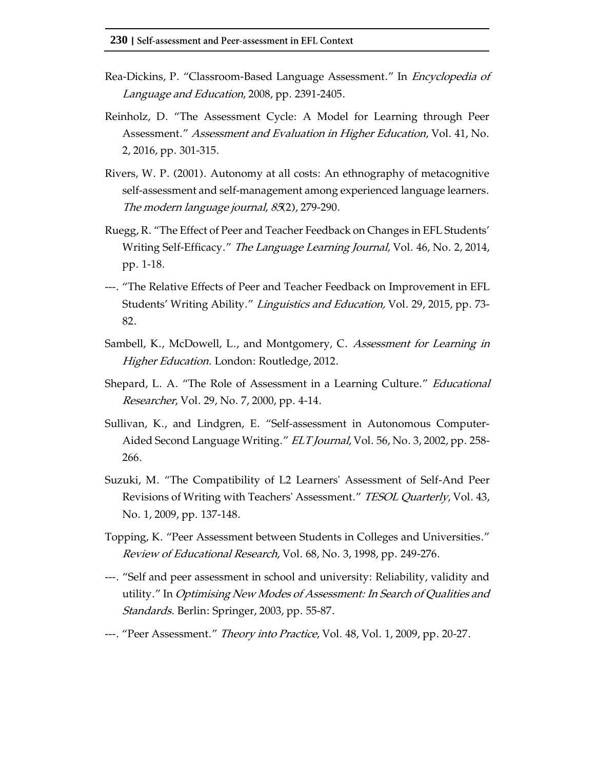Rea-Dickins, P. "Classroom-Based Language Assessment." In *Encyclopedia of Language and Education*, 2008, pp. 2391-2405.

Reinholz, D. "The Assessment Cycle: A Model for Learning through Peer Assessment." *Assessment and Evaluation in Higher Education*, Vol. 41, No. 2, 2016, pp. 301-315.

Rivers, W. P. (2001). Autonomy at all costs: An ethnography of metacognitive self-assessment and self-management among experienced language learners. *The modern language journal*, *85*(2), 279-290.

Ruegg, R. "The Effect of Peer and Teacher Feedback on Changes in EFL Students' Writing Self-Efficacy." *The Language Learning Journal*, Vol. 46, No. 2, 2014, pp. 1-18.

---. "The Relative Effects of Peer and Teacher Feedback on Improvement in EFL Students' Writing Ability." *Linguistics and Education,* Vol. 29, 2015, pp. 73-82.

Sambell, K., McDowell, L., and Montgomery, C. *Assessment for Learning in Higher Education*. London: Routledge, 2012.

Shepard, L. A. "The Role of Assessment in a Learning Culture." *Educational Researcher*, Vol. 29, No. 7, 2000, pp. 4-14.

Sullivan, K., and Lindgren, E. "Self-assessment in Autonomous Computer-Aided Second Language Writing." *ELT Journal*, Vol. 56, No. 3, 2002, pp. 258-266.

Suzuki, M. "The Compatibility of L2 Learners' Assessment of Self-And Peer Revisions of Writing with Teachers' Assessment." *TESOL Quarterly*, Vol. 43, No. 1, 2009, pp. 137-148.

Topping, K. "Peer Assessment between Students in Colleges and Universities." *Review of Educational Research*, Vol. 68, No. 3, 1998, pp. 249-276.

---. "Self and peer assessment in school and university: Reliability, validity and utility." In *Optimising New Modes of Assessment: In Search of Qualities and Standards*. Berlin: Springer, 2003, pp. 55-87.

---. "Peer Assessment." *Theory into Practice*, Vol. 48, Vol. 1, 2009, pp. 20-27.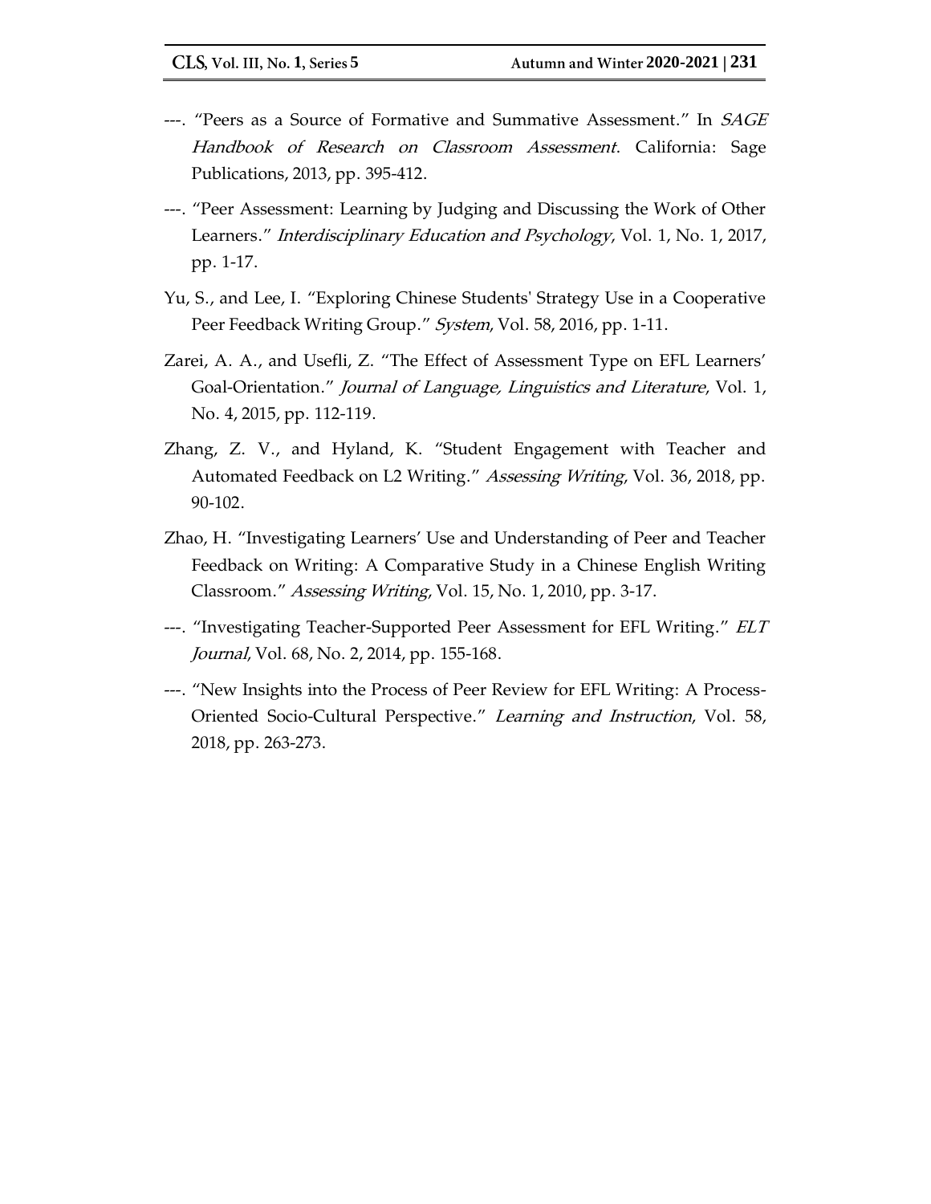---. "Peers as a Source of Formative and Summative Assessment." In *SAGE Handbook of Research on Classroom Assessment*. California: Sage Publications, 2013, pp. 395-412.

---. "Peer Assessment: Learning by Judging and Discussing the Work of Other Learners." *Interdisciplinary Education and Psychology*, Vol. 1, No. 1, 2017, pp. 1-17.

Yu, S., and Lee, I. "Exploring Chinese Students' Strategy Use in a Cooperative Peer Feedback Writing Group." *System*, Vol. 58, 2016, pp. 1-11.

Zarei, A. A., and Usefli, Z. "The Effect of Assessment Type on EFL Learners' Goal-Orientation." *Journal of Language, Linguistics and Literature*, Vol. 1, No. 4, 2015, pp. 112-119.

Zhang, Z. V., and Hyland, K. "Student Engagement with Teacher and Automated Feedback on L2 Writing." *Assessing Writing*, Vol. 36, 2018, pp. 90-102.

Zhao, H. "Investigating Learners' Use and Understanding of Peer and Teacher Feedback on Writing: A Comparative Study in a Chinese English Writing Classroom." *Assessing Writing*, Vol. 15, No. 1, 2010, pp. 3-17.

---. "Investigating Teacher-Supported Peer Assessment for EFL Writing." *ELT Journal*, Vol. 68, No. 2, 2014, pp. 155-168.

---. "New Insights into the Process of Peer Review for EFL Writing: A Process-Oriented Socio-Cultural Perspective." *Learning and Instruction*, Vol. 58, 2018, pp. 263-273.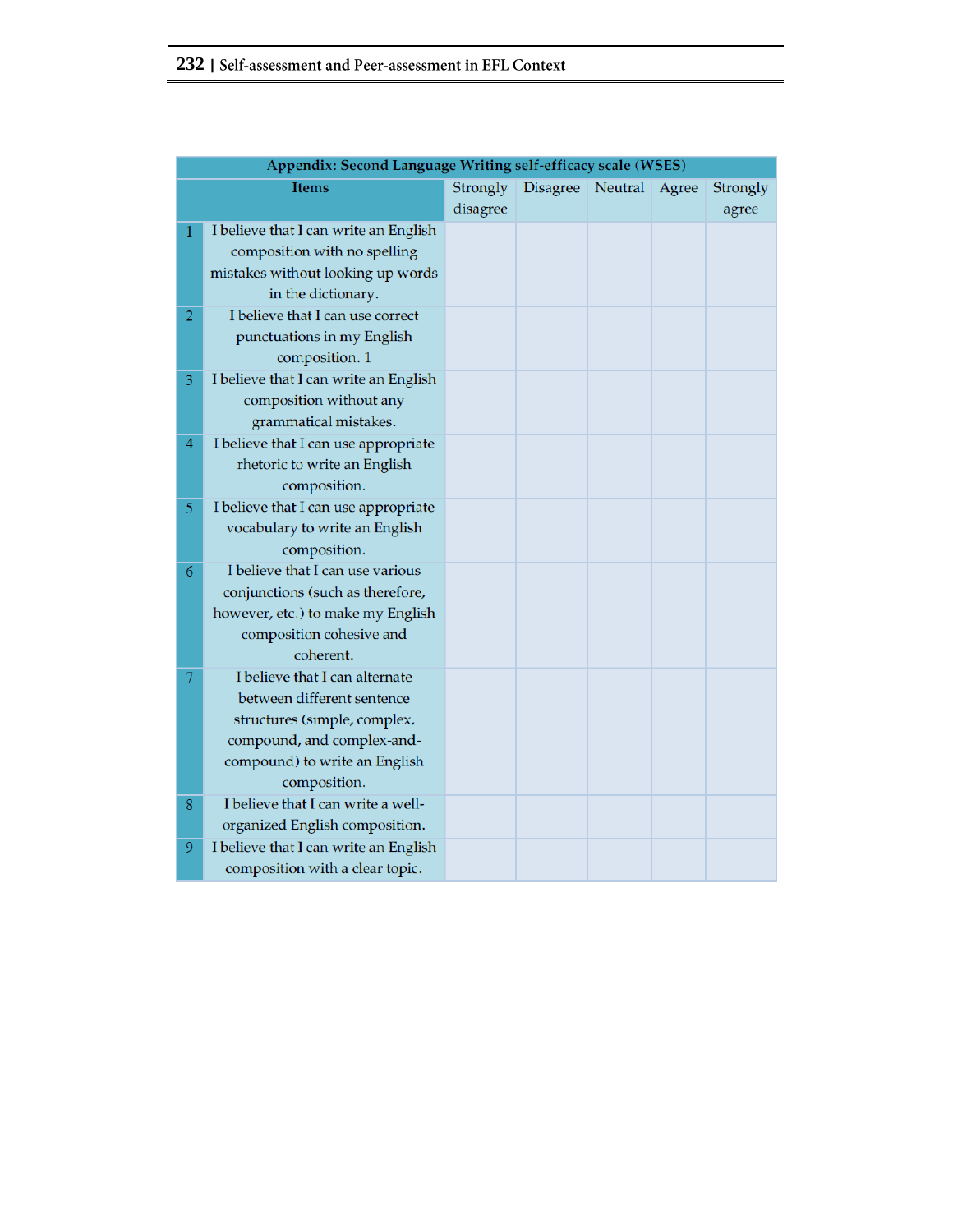| Appendix: Second Language Writing self-efficacy scale (WSES) | | | | | | |
|---|---|---|---|---|---|---|
| | Items | Strongly disagree | Disagree | Neutral | Agree | Strongly agree |
| 1 | I believe that I can write an English composition with no spelling mistakes without looking up words in the dictionary. | | | | | |
| 2 | I believe that I can use correct punctuations in my English composition. 1 | | | | | |
| 3 | I believe that I can write an English composition without any grammatical mistakes. | | | | | |
| 4 | I believe that I can use appropriate rhetoric to write an English composition. | | | | | |
| 5 | I believe that I can use appropriate vocabulary to write an English composition. | | | | | |
| 6 | I believe that I can use various conjunctions (such as therefore, however, etc.) to make my English composition cohesive and coherent. | | | | | |
| 7 | I believe that I can alternate between different sentence structures (simple, complex, compound, and complex-and-compound) to write an English composition. | | | | | |
| 8 | I believe that I can write a well-organized English composition. | | | | | |
| 9 | I believe that I can write an English composition with a clear topic. | | | | | |